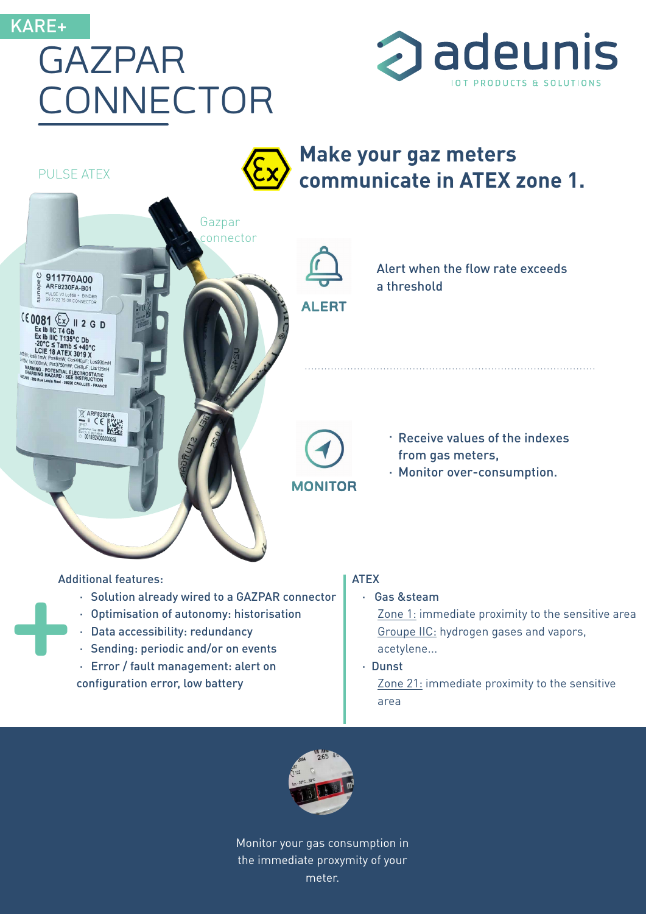KARE+

# GAZPAR CONNECTOR

adeunis
IOT PRODUCTS & SOLUTIONS

PULSE ATEX

## Make your gaz meters communicate in ATEX zone 1.

Gazpar connector

**ALERT**

Alert when the flow rate exceeds a threshold

**MONITOR**

- Receive values of the indexes from gas meters,
- Monitor over-consumption.

Additional features:

- Solution already wired to a GAZPAR connector
- Optimisation of autonomy: historisation
- Data accessibility: redundancy
- Sending: periodic and/or on events
- Error / fault management: alert on configuration error, low battery

ATEX

- Gas &steam
  Zone 1: immediate proximity to the sensitive area
  Groupe IIC: hydrogen gases and vapors, acetylene...
- Dunst
  Zone 21: immediate proximity to the sensitive area

Monitor your gas consumption in the immediate proxymity of your meter.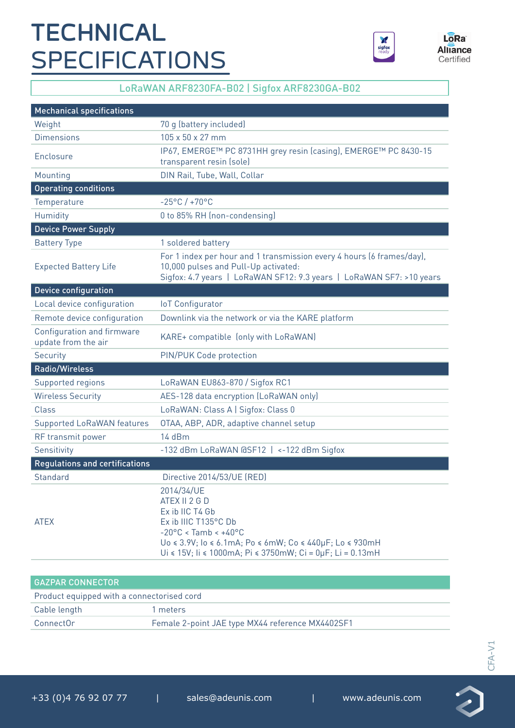# TECHNICAL SPECIFICATIONS

LoRa Alliance Certified

## LoRaWAN ARF8230FA-B02 | Sigfox ARF8230GA-B02

| | |
|---|---|
| **Mechanical specifications** | |
| Weight | 70 g (battery included) |
| Dimensions | 105 x 50 x 27 mm |
| Enclosure | IP67, EMERGE™ PC 8731HH grey resin (casing), EMERGE™ PC 8430-15 transparent resin (sole) |
| Mounting | DIN Rail, Tube, Wall, Collar |
| **Operating conditions** | |
| Temperature | -25°C / +70°C |
| Humidity | 0 to 85% RH (non-condensing) |
| **Device Power Supply** | |
| Battery Type | 1 soldered battery |
| Expected Battery Life | For 1 index per hour and 1 transmission every 4 hours (6 frames/day), 10,000 pulses and Pull-Up activated: Sigfox: 4.7 years \| LoRaWAN SF12: 9.3 years \| LoRaWAN SF7: >10 years |
| **Device configuration** | |
| Local device configuration | IoT Configurator |
| Remote device configuration | Downlink via the network or via the KARE platform |
| Configuration and firmware update from the air | KARE+ compatible (only with LoRaWAN) |
| Security | PIN/PUK Code protection |
| **Radio/Wireless** | |
| Supported regions | LoRaWAN EU863-870 / Sigfox RC1 |
| Wireless Security | AES-128 data encryption (LoRaWAN only) |
| Class | LoRaWAN: Class A \| Sigfox: Class 0 |
| Supported LoRaWAN features | OTAA, ABP, ADR, adaptive channel setup |
| RF transmit power | 14 dBm |
| Sensitivity | -132 dBm LoRaWAN @SF12 \| <-122 dBm Sigfox |
| **Regulations and certifications** | |
| Standard | Directive 2014/53/UE (RED) |
| ATEX | 2014/34/UE<br>ATEX II 2 G D<br>Ex ib IIC T4 Gb<br>Ex ib IIIC T135°C Db<br>-20°C < Tamb < +40°C<br>Uo ≤ 3.9V; Io ≤ 6.1mA; Po ≤ 6mW; Co ≤ 440µF; Lo ≤ 930mH<br>Ui ≤ 15V; Ii ≤ 1000mA; Pi ≤ 3750mW; Ci = 0µF; Li = 0.13mH |

| **GAZPAR CONNECTOR** | |
|---|---|
| Product equipped with a connectorised cord | |
| Cable length | 1 meters |
| ConnectOr | Female 2-point JAE type MX44 reference MX4402SF1 |

CFA-V1

+33 (0)4 76 92 07 77 | sales@adeunis.com | www.adeunis.com